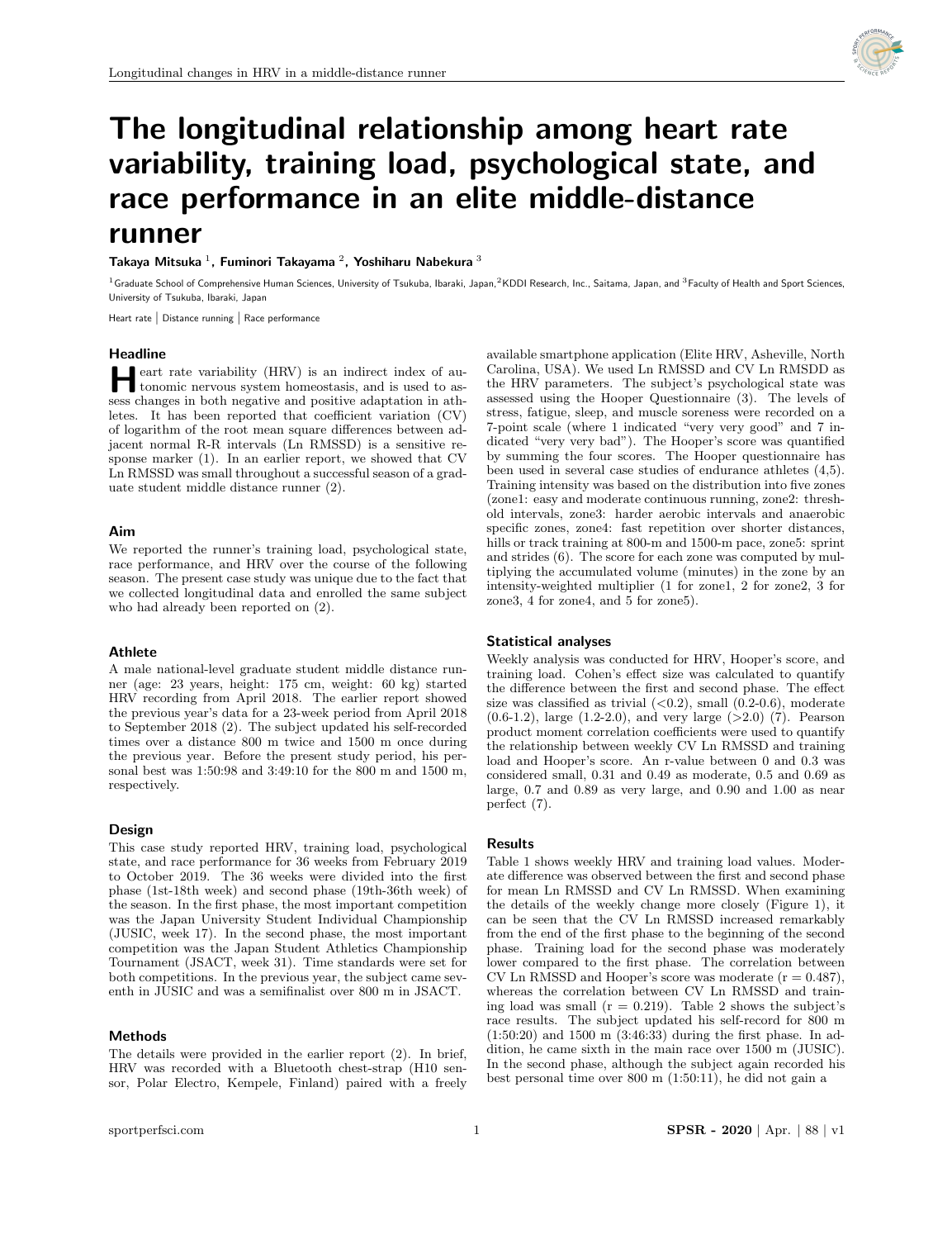# The longitudinal relationship among heart rate variability, training load, psychological state, and race performance in an elite middle-distance runner

**Takaya Mitsuka [1], Fuminori Takayama [2], Yoshiharu Nabekura [3]**

[1] Graduate School of Comprehensive Human Sciences, University of Tsukuba, Ibaraki, Japan, [2] KDDI Research, Inc., Saitama, Japan, and [3] Faculty of Health and Sport Sciences, University of Tsukuba, Ibaraki, Japan

Heart rate | Distance running | Race performance

## Headline

Heart rate variability (HRV) is an indirect index of autonomic nervous system homeostasis, and is used to assess changes in both negative and positive adaptation in athletes. It has been reported that coefficient variation (CV) of logarithm of the root mean square differences between adjacent normal R-R intervals (Ln RMSSD) is a sensitive response marker (1). In an earlier report, we showed that CV Ln RMSSD was small throughout a successful season of a graduate student middle distance runner (2).

## Aim

We reported the runner's training load, psychological state, race performance, and HRV over the course of the following season. The present case study was unique due to the fact that we collected longitudinal data and enrolled the same subject who had already been reported on (2).

## Athlete

A male national-level graduate student middle distance runner (age: 23 years, height: 175 cm, weight: 60 kg) started HRV recording from April 2018. The earlier report showed the previous year's data for a 23-week period from April 2018 to September 2018 (2). The subject updated his self-recorded times over a distance 800 m twice and 1500 m once during the previous year. Before the present study period, his personal best was 1:50:98 and 3:49:10 for the 800 m and 1500 m, respectively.

## Design

This case study reported HRV, training load, psychological state, and race performance for 36 weeks from February 2019 to October 2019. The 36 weeks were divided into the first phase (1st-18th week) and second phase (19th-36th week) of the season. In the first phase, the most important competition was the Japan University Student Individual Championship (JUSIC, week 17). In the second phase, the most important competition was the Japan Student Athletics Championship Tournament (JSACT, week 31). Time standards were set for both competitions. In the previous year, the subject came seventh in JUSIC and was a semifinalist over 800 m in JSACT.

## Methods

The details were provided in the earlier report (2). In brief, HRV was recorded with a Bluetooth chest-strap (H10 sensor, Polar Electro, Kempele, Finland) paired with a freely available smartphone application (Elite HRV, Asheville, North Carolina, USA). We used Ln RMSSD and CV Ln RMSDD as the HRV parameters. The subject's psychological state was assessed using the Hooper Questionnaire (3). The levels of stress, fatigue, sleep, and muscle soreness were recorded on a 7-point scale (where 1 indicated "very very good" and 7 indicated "very very bad"). The Hooper's score was quantified by summing the four scores. The Hooper questionnaire has been used in several case studies of endurance athletes (4,5). Training intensity was based on the distribution into five zones (zone1: easy and moderate continuous running, zone2: threshold intervals, zone3: harder aerobic intervals and anaerobic specific zones, zone4: fast repetition over shorter distances, hills or track training at 800-m and 1500-m pace, zone5: sprint and strides (6). The score for each zone was computed by multiplying the accumulated volume (minutes) in the zone by an intensity-weighted multiplier (1 for zone1, 2 for zone2, 3 for zone3, 4 for zone4, and 5 for zone5).

## Statistical analyses

Weekly analysis was conducted for HRV, Hooper's score, and training load. Cohen's effect size was calculated to quantify the difference between the first and second phase. The effect size was classified as trivial (<0.2), small (0.2-0.6), moderate (0.6-1.2), large (1.2-2.0), and very large (>2.0) (7). Pearson product moment correlation coefficients were used to quantify the relationship between weekly CV Ln RMSSD and training load and Hooper's score. An r-value between 0 and 0.3 was considered small, 0.31 and 0.49 as moderate, 0.5 and 0.69 as large, 0.7 and 0.89 as very large, and 0.90 and 1.00 as near perfect (7).

## Results

Table 1 shows weekly HRV and training load values. Moderate difference was observed between the first and second phase for mean Ln RMSSD and CV Ln RMSSD. When examining the details of the weekly change more closely (Figure 1), it can be seen that the CV Ln RMSSD increased remarkably from the end of the first phase to the beginning of the second phase. Training load for the second phase was moderately lower compared to the first phase. The correlation between CV Ln RMSSD and Hooper's score was moderate (r = 0.487), whereas the correlation between CV Ln RMSSD and training load was small (r = 0.219). Table 2 shows the subject's race results. The subject updated his self-record for 800 m (1:50:20) and 1500 m (3:46:33) during the first phase. In addition, he came sixth in the main race over 1500 m (JUSIC). In the second phase, although the subject again recorded his best personal time over 800 m (1:50:11), he did not gain a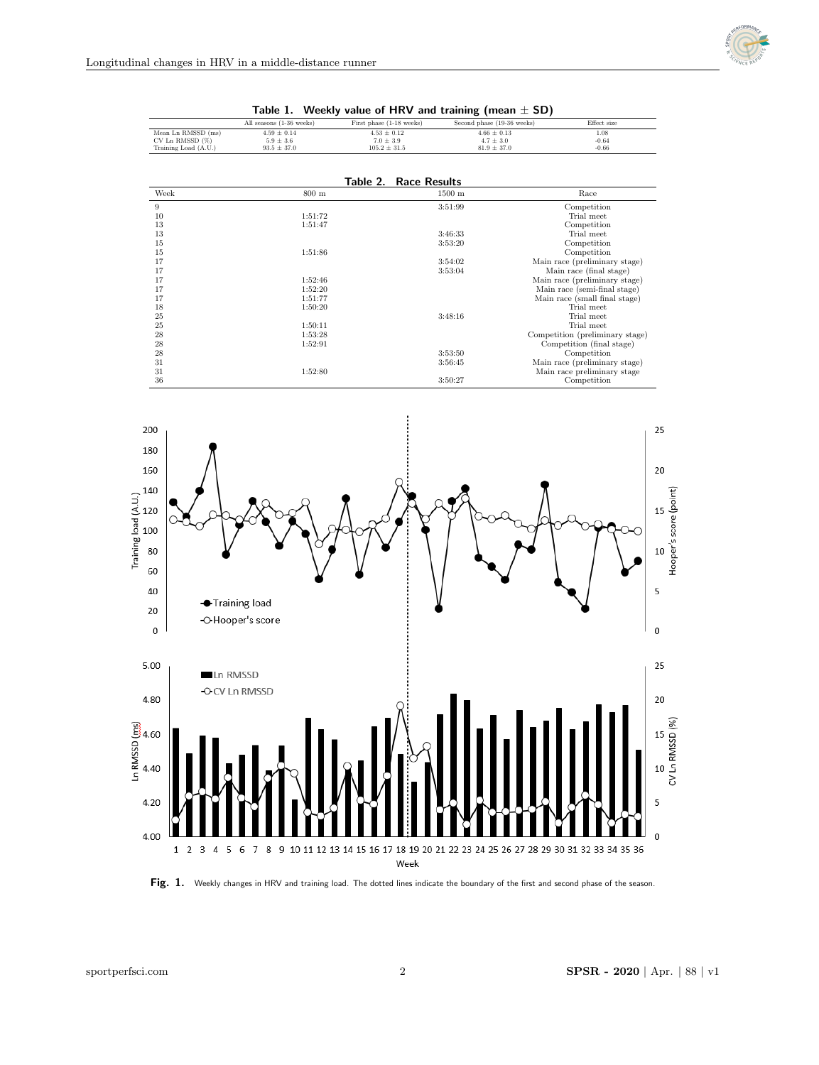**Table 1. Weekly value of HRV and training (mean ± SD)**

| | All seasons (1-36 weeks) | First phase (1-18 weeks) | Second phase (19-36 weeks) | Effect size |
|---|---|---|---|---|
| Mean Ln RMSSD (ms) | 4.59 ± 0.14 | 4.53 ± 0.12 | 4.66 ± 0.13 | 1.08 |
| CV Ln RMSSD (%) | 5.9 ± 3.6 | 7.0 ± 3.9 | 4.7 ± 3.0 | -0.64 |
| Training Load (A.U.) | 93.5 ± 37.0 | 105.2 ± 31.5 | 81.9 ± 37.0 | -0.66 |

**Table 2. Race Results**

| Week | 800 m | 1500 m | Race |
|---|---|---|---|
| 9 | | 3:51:99 | Competition |
| 10 | 1:51:72 | | Trial meet |
| 13 | 1:51:47 | | Competition |
| 13 | | 3:46:33 | Trial meet |
| 15 | | 3:53:20 | Competition |
| 15 | 1:51:86 | | Competition |
| 17 | | 3:54:02 | Main race (preliminary stage) |
| 17 | | 3:53:04 | Main race (final stage) |
| 17 | 1:52:46 | | Main race (preliminary stage) |
| 17 | 1:52:20 | | Main race (semi-final stage) |
| 17 | 1:51:77 | | Main race (small final stage) |
| 18 | 1:50:20 | | Trial meet |
| 25 | | 3:48:16 | Trial meet |
| 25 | 1:50:11 | | Trial meet |
| 28 | 1:53:28 | | Competition (preliminary stage) |
| 28 | 1:52:91 | | Competition (final stage) |
| 28 | | 3:53:50 | Competition |
| 31 | | 3:56:45 | Main race (preliminary stage) |
| 31 | 1:52:80 | | Main race preliminary stage |
| 36 | | 3:50:27 | Competition |

**Fig. 1.** Weekly changes in HRV and training load. The dotted lines indicate the boundary of the first and second phase of the season.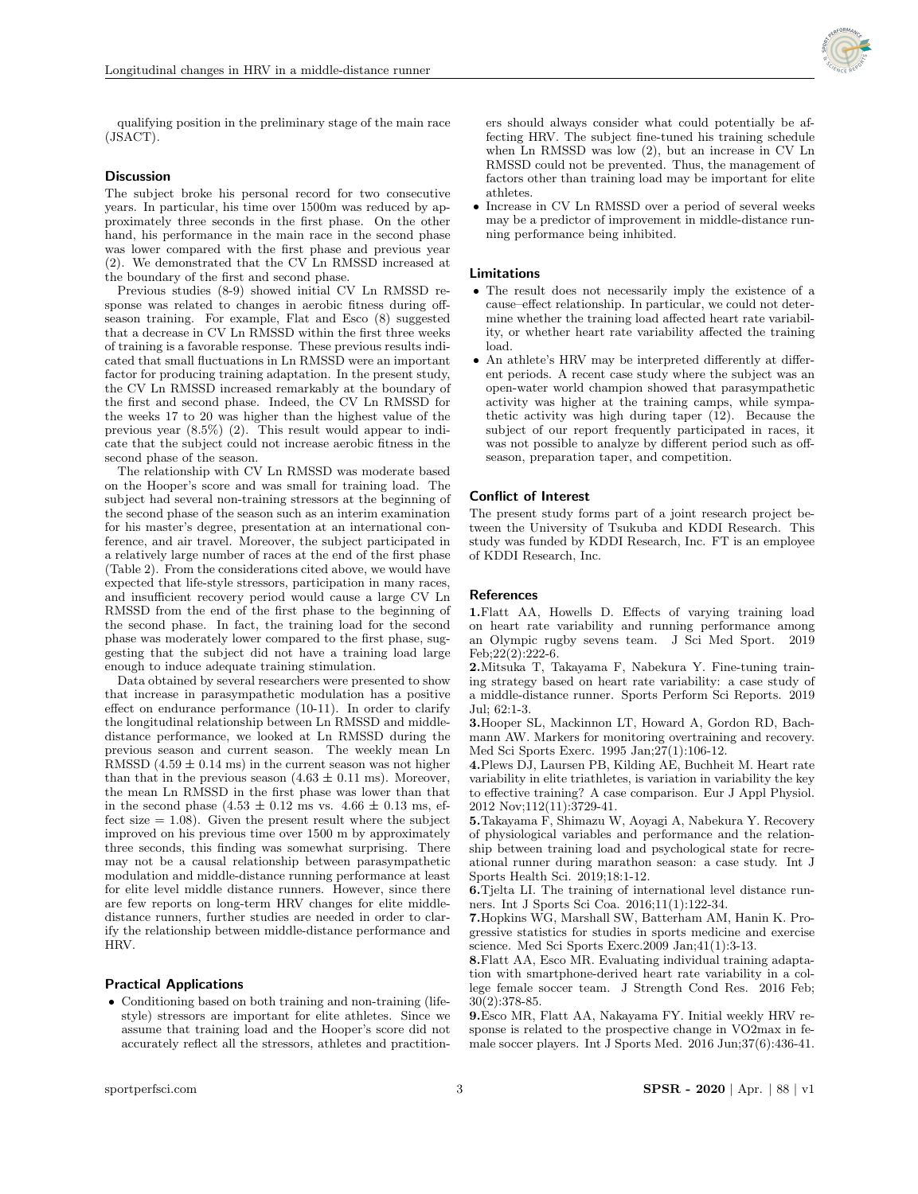qualifying position in the preliminary stage of the main race (JSACT).

## Discussion

The subject broke his personal record for two consecutive years. In particular, his time over 1500m was reduced by approximately three seconds in the first phase. On the other hand, his performance in the main race in the second phase was lower compared with the first phase and previous year (2). We demonstrated that the CV Ln RMSSD increased at the boundary of the first and second phase.

Previous studies (8-9) showed initial CV Ln RMSSD response was related to changes in aerobic fitness during off-season training. For example, Flat and Esco (8) suggested that a decrease in CV Ln RMSSD within the first three weeks of training is a favorable response. These previous results indicated that small fluctuations in Ln RMSSD were an important factor for producing training adaptation. In the present study, the CV Ln RMSSD increased remarkably at the boundary of the first and second phase. Indeed, the CV Ln RMSSD for the weeks 17 to 20 was higher than the highest value of the previous year (8.5%) (2). This result would appear to indicate that the subject could not increase aerobic fitness in the second phase of the season.

The relationship with CV Ln RMSSD was moderate based on the Hooper's score and was small for training load. The subject had several non-training stressors at the beginning of the second phase of the season such as an interim examination for his master's degree, presentation at an international conference, and air travel. Moreover, the subject participated in a relatively large number of races at the end of the first phase (Table 2). From the considerations cited above, we would have expected that life-style stressors, participation in many races, and insufficient recovery period would cause a large CV Ln RMSSD from the end of the first phase to the beginning of the second phase. In fact, the training load for the second phase was moderately lower compared to the first phase, suggesting that the subject did not have a training load large enough to induce adequate training stimulation.

Data obtained by several researchers were presented to show that increase in parasympathetic modulation has a positive effect on endurance performance (10-11). In order to clarify the longitudinal relationship between Ln RMSSD and middle-distance performance, we looked at Ln RMSSD during the previous season and current season. The weekly mean Ln RMSSD ($4.59 \pm 0.14$ ms) in the current season was not higher than that in the previous season ($4.63 \pm 0.11$ ms). Moreover, the mean Ln RMSSD in the first phase was lower than that in the second phase ($4.53 \pm 0.12$ ms vs. $4.66 \pm 0.13$ ms, effect size = 1.08). Given the present result where the subject improved on his previous time over 1500 m by approximately three seconds, this finding was somewhat surprising. There may not be a causal relationship between parasympathetic modulation and middle-distance running performance at least for elite level middle distance runners. However, since there are few reports on long-term HRV changes for elite middle-distance runners, further studies are needed in order to clarify the relationship between middle-distance performance and HRV.

## Practical Applications

- Conditioning based on both training and non-training (life-style) stressors are important for elite athletes. Since we assume that training load and the Hooper's score did not accurately reflect all the stressors, athletes and practitioners should always consider what could potentially be affecting HRV. The subject fine-tuned his training schedule when Ln RMSSD was low (2), but an increase in CV Ln RMSSD could not be prevented. Thus, the management of factors other than training load may be important for elite athletes.
- Increase in CV Ln RMSSD over a period of several weeks may be a predictor of improvement in middle-distance running performance being inhibited.

## Limitations

- The result does not necessarily imply the existence of a cause–effect relationship. In particular, we could not determine whether the training load affected heart rate variability, or whether heart rate variability affected the training load.
- An athlete's HRV may be interpreted differently at different periods. A recent case study where the subject was an open-water world champion showed that parasympathetic activity was higher at the training camps, while sympathetic activity was high during taper (12). Because the subject of our report frequently participated in races, it was not possible to analyze by different period such as off-season, preparation taper, and competition.

## Conflict of Interest

The present study forms part of a joint research project between the University of Tsukuba and KDDI Research. This study was funded by KDDI Research, Inc. FT is an employee of KDDI Research, Inc.

## References

**1.** Flatt AA, Howells D. Effects of varying training load on heart rate variability and running performance among an Olympic rugby sevens team. J Sci Med Sport. 2019 Feb;22(2):222-6.

**2.** Mitsuka T, Takayama F, Nabekura Y. Fine-tuning training strategy based on heart rate variability: a case study of a middle-distance runner. Sports Perform Sci Reports. 2019 Jul; 62:1-3.

**3.** Hooper SL, Mackinnon LT, Howard A, Gordon RD, Bachmann AW. Markers for monitoring overtraining and recovery. Med Sci Sports Exerc. 1995 Jan;27(1):106-12.

**4.** Plews DJ, Laursen PB, Kilding AE, Buchheit M. Heart rate variability in elite triathletes, is variation in variability the key to effective training? A case comparison. Eur J Appl Physiol. 2012 Nov;112(11):3729-41.

**5.** Takayama F, Shimazu W, Aoyagi A, Nabekura Y. Recovery of physiological variables and performance and the relationship between training load and psychological state for recreational runner during marathon season: a case study. Int J Sports Health Sci. 2019;18:1-12.

**6.** Tjelta LI. The training of international level distance runners. Int J Sports Sci Coa. 2016;11(1):122-34.

**7.** Hopkins WG, Marshall SW, Batterham AM, Hanin K. Progressive statistics for studies in sports medicine and exercise science. Med Sci Sports Exerc.2009 Jan;41(1):3-13.

**8.** Flatt AA, Esco MR. Evaluating individual training adaptation with smartphone-derived heart rate variability in a college female soccer team. J Strength Cond Res. 2016 Feb; 30(2):378-85.

**9.** Esco MR, Flatt AA, Nakayama FY. Initial weekly HRV response is related to the prospective change in VO2max in female soccer players. Int J Sports Med. 2016 Jun;37(6):436-41.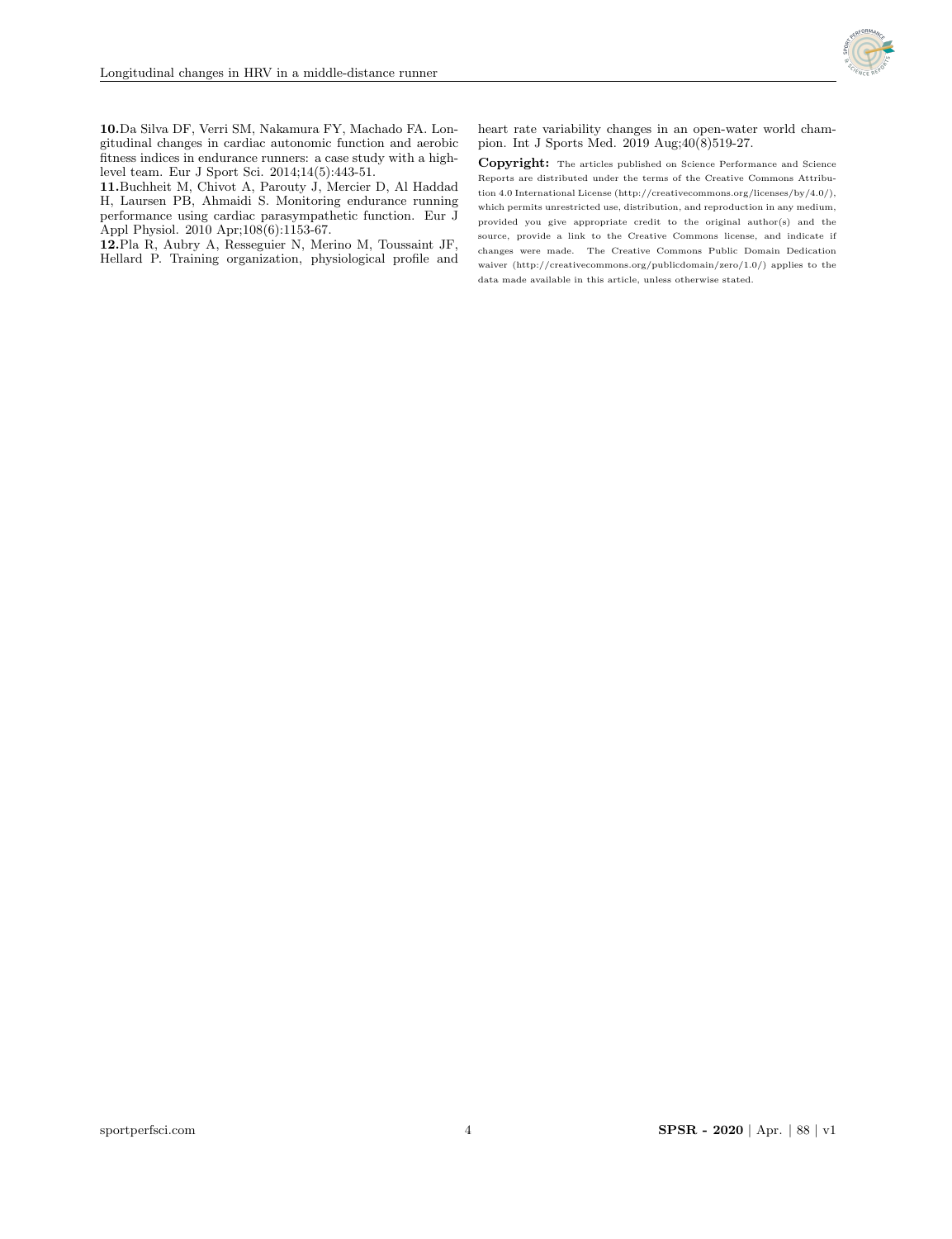**10.** Da Silva DF, Verri SM, Nakamura FY, Machado FA. Longitudinal changes in cardiac autonomic function and aerobic fitness indices in endurance runners: a case study with a high-level team. Eur J Sport Sci. 2014;14(5):443-51.

**11.** Buchheit M, Chivot A, Parouty J, Mercier D, Al Haddad H, Laursen PB, Ahmaidi S. Monitoring endurance running performance using cardiac parasympathetic function. Eur J Appl Physiol. 2010 Apr;108(6):1153-67.

**12.** Pla R, Aubry A, Resseguier N, Merino M, Toussaint JF, Hellard P. Training organization, physiological profile and heart rate variability changes in an open-water world champion. Int J Sports Med. 2019 Aug;40(8)519-27.

**Copyright:** The articles published on Science Performance and Science Reports are distributed under the terms of the Creative Commons Attribution 4.0 International License (http://creativecommons.org/licenses/by/4.0/), which permits unrestricted use, distribution, and reproduction in any medium, provided you give appropriate credit to the original author(s) and the source, provide a link to the Creative Commons license, and indicate if changes were made. The Creative Commons Public Domain Dedication waiver (http://creativecommons.org/publicdomain/zero/1.0/) applies to the data made available in this article, unless otherwise stated.